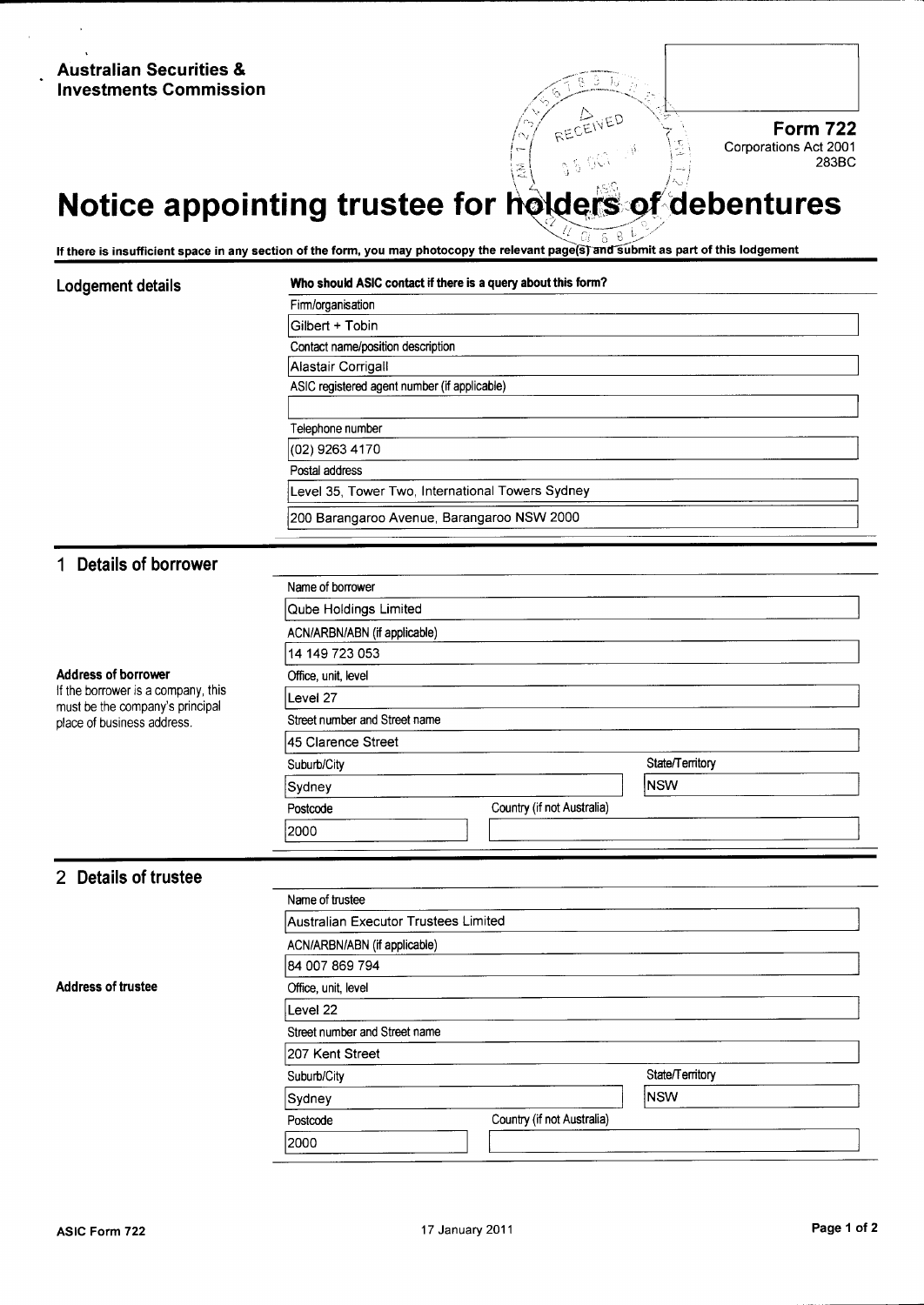**Australian Securities & Investments Commission**

**Form 722**
Corporations Act 2001
283BC

# Notice appointing trustee for holders of debentures

**If there is insufficient space in any section of the form, you may photocopy the relevant page(s) and submit as part of this lodgement**

## Lodgement details

**Who should ASIC contact if there is a query about this form?**

Firm/organisation
Gilbert + Tobin

Contact name/position description
Alastair Corrigall

ASIC registered agent number (if applicable)

Telephone number
(02) 9263 4170

Postal address
Level 35, Tower Two, International Towers Sydney
200 Barangaroo Avenue, Barangaroo NSW 2000

## 1 Details of borrower

Name of borrower
Qube Holdings Limited

ACN/ARBN/ABN (if applicable)
14 149 723 053

**Address of borrower**
If the borrower is a company, this must be the company's principal place of business address.

Office, unit, level
Level 27

Street number and Street name
45 Clarence Street

Suburb/City
Sydney

State/Territory
NSW

Postcode
2000

Country (if not Australia)

## 2 Details of trustee

Name of trustee
Australian Executor Trustees Limited

ACN/ARBN/ABN (if applicable)
84 007 869 794

**Address of trustee**

Office, unit, level
Level 22

Street number and Street name
207 Kent Street

Suburb/City
Sydney

State/Territory
NSW

Postcode
2000

Country (if not Australia)

ASIC Form 722 — 17 January 2011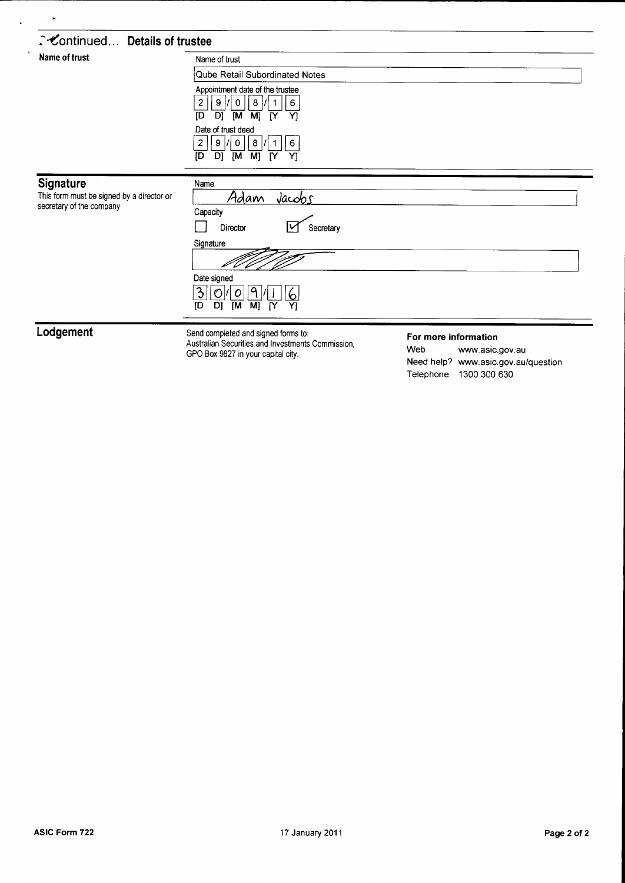## Continued... Details of trustee

**Name of trust**

Name of trust

Qube Retail Subordinated Notes

Appointment date of the trustee

29/08/16
[D D] [M M] [Y Y]

Date of trust deed

29/08/16
[D D] [M M] [Y Y]

## Signature

This form must be signed by a director or secretary of the company

Name

Adam Jacobs

Capacity

☐ Director ☑ Secretary

Signature

Date signed

30/09/16
[D D] [M M] [Y Y]

## Lodgement

Send completed and signed forms to:
Australian Securities and Investments Commission,
GPO Box 9827 in your capital city.

**For more information**

Web www.asic.gov.au
Need help? www.asic.gov.au/question
Telephone 1300 300 630

ASIC Form 722 17 January 2011